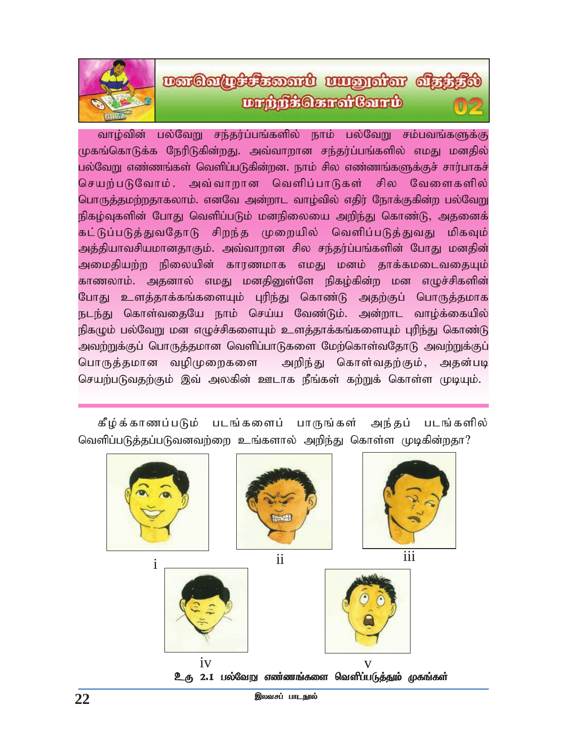# மனவெழுச்சிகளைப் பயனுள்ள விதத்தில் மாற்றிக்கொள்வோம் 02

வாழ்வின் பல்வேறு சந்தர்ப்பங்களில் நாம் பல்வேறு சம்பவங்களுக்கு முகங்கொடுக்க நேரிடுகின்றது. அவ்வாறான சந்தர்ப்பங்களில் எமது மனதில் பல்வேறு எண்ணங்கள் வெளிப்படுகின்றன. நாம் சில எண்ணங்களுக்குச் சார்பாகச் செயற்படுவோம். அவ்வாறான வெளிப்பாடுகள் சில வேளைகளில் பொருத்தமற்றதாகலாம். எனவே அன்றாட வாழ்வில் எதிர் நோக்குகின்ற பல்வேறு நிகழ்வுகளின் போது வெளிப்படும் மனநிலையை அறிந்து கொண்டு, அதனைக் கட்டுப்படுத்துவதோடு சிறந்த முறையில் வெளிப்படுத்துவது மிகவும் அத்தியாவசியமானதாகும். அவ்வாறான சில சந்தர்ப்பங்களின் போது மனதின் அமைதியற்ற நிலையின் காரணமாக எமது மனம் தாக்கமடைவதையும் காணலாம். அதனால் எமது மனதினுள்ளே நிகழ்கின்ற மன எழுச்சிகளின் போது உளத்தாக்கங்களையும் புரிந்து கொண்டு அதற்குப் பொருத்தமாக நடந்து கொள்வதையே நாம் செய்ய வேண்டும். அன்றாட வாழ்க்கையில் நிகழும் பல்வேறு மன எழுச்சிகளையும் உளத்தாக்கங்களையும் புரிந்து கொண்டு அவற்றுக்குப் பொருத்தமான வெளிப்பாடுகளை மேற்கொள்வதோடு அவற்றுக்குப் பொருத்தமான வழிமுறைகளை அறிந்து கொள்வதற்கும், அதன்படி செயற்படுவதற்கும் இவ் அலகின் ஊடாக நீங்கள் கற்றுக் கொள்ள முடியும்.

கீழ்க்காணப்படும் படங்களைப் பாருங்கள் அந்தப் படங்களில் வெளிப்படுத்தப்படுவனவற்றை உங்களால் அறிந்து கொள்ள முடிகின்றதா?

i

ii

iii

iv

v

உரு 2.1 பல்வேறு எண்ணங்களை வெளிப்படுத்தும் முகங்கள்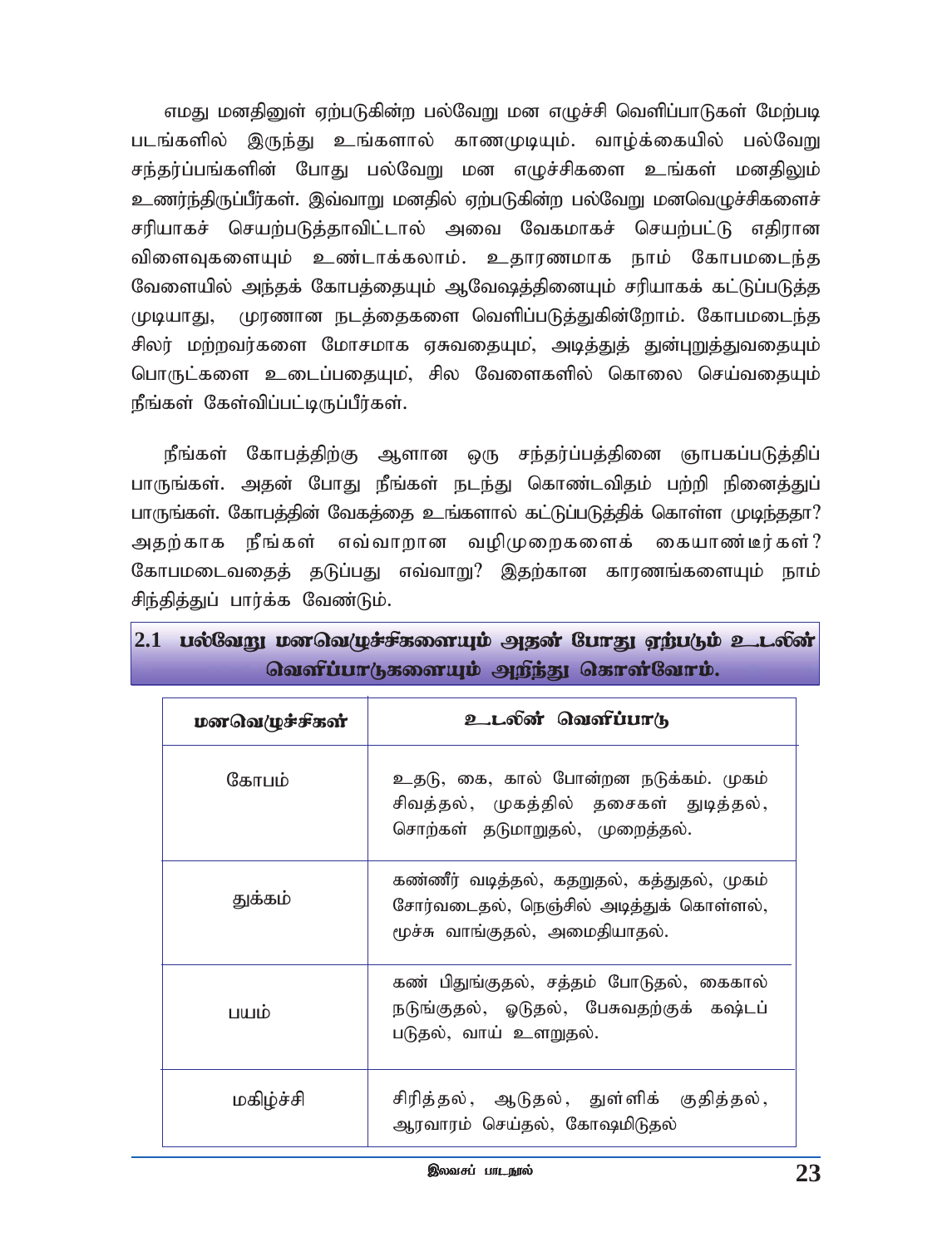எமது மனதினுள் ஏற்படுகின்ற பல்வேறு மன எழுச்சி வெளிப்பாடுகள் மேற்படி படங்களில் இருந்து உங்களால் காணமுடியும். வாழ்க்கையில் பல்வேறு சந்தர்ப்பங்களின் போது பல்வேறு மன எழுச்சிகளை உங்கள் மனதிலும் உணர்ந்திருப்பீர்கள். இவ்வாறு மனதில் ஏற்படுகின்ற பல்வேறு மனவெழுச்சிகளைச் சரியாகச் செயற்படுத்தாவிட்டால் அவை வேகமாகச் செயற்பட்டு எதிரான விளைவுகளையும் உண்டாக்கலாம். உதாரணமாக நாம் கோபமடைந்த வேளையில் அந்தக் கோபத்தையும் ஆவேஷத்தினையும் சரியாகக் கட்டுப்படுத்த முடியாது, முரணான நடத்தைகளை வெளிப்படுத்துகின்றோம். கோபமடைந்த சிலர் மற்றவர்களை மோசமாக ஏசுவதையும், அடித்துத் துன்புறுத்துவதையும் பொருட்களை உடைப்பதையும், சில வேளைகளில் கொலை செய்வதையும் நீங்கள் கேள்விப்பட்டிருப்பீர்கள்.

நீங்கள் கோபத்திற்கு ஆளான ஒரு சந்தர்ப்பத்தினை ஞாபகப்படுத்திப் பாருங்கள். அதன் போது நீங்கள் நடந்து கொண்டவிதம் பற்றி நினைத்துப் பாருங்கள். கோபத்தின் வேகத்தை உங்களால் கட்டுப்படுத்திக் கொள்ள முடிந்ததா? அதற்காக நீங்கள் எவ்வாறான வழிமுறைகளைக் கையாண்டீர்கள்? கோபமடைவதைத் தடுப்பது எவ்வாறு? இதற்கான காரணங்களையும் நாம் சிந்தித்துப் பார்க்க வேண்டும்.

## 2.1 பல்வேறு மனவெழுச்சிகளையும் அதன் போது ஏற்படும் உடலின் வெளிப்பாடுகளையும் அறிந்து கொள்வோம்.

| மனவெழுச்சிகள் | உடலின் வெளிப்பாடு |
|---|---|
| கோபம் | உதடு, கை, கால் போன்றன நடுக்கம். முகம் சிவத்தல், முகத்தில் தசைகள் துடித்தல், சொற்கள் தடுமாறுதல், முறைத்தல். |
| துக்கம் | கண்ணீர் வடித்தல், கதறுதல், கத்துதல், முகம் சோர்வடைதல், நெஞ்சில் அடித்துக் கொள்ளல், மூச்சு வாங்குதல், அமைதியாதல். |
| பயம் | கண் பிதுங்குதல், சத்தம் போடுதல், கைகால் நடுங்குதல், ஓடுதல், பேசுவதற்குக் கஷ்டப் படுதல், வாய் உளறுதல். |
| மகிழ்ச்சி | சிரித்தல், ஆடுதல், துள்ளிக் குதித்தல், ஆரவாரம் செய்தல், கோஷமிடுதல் |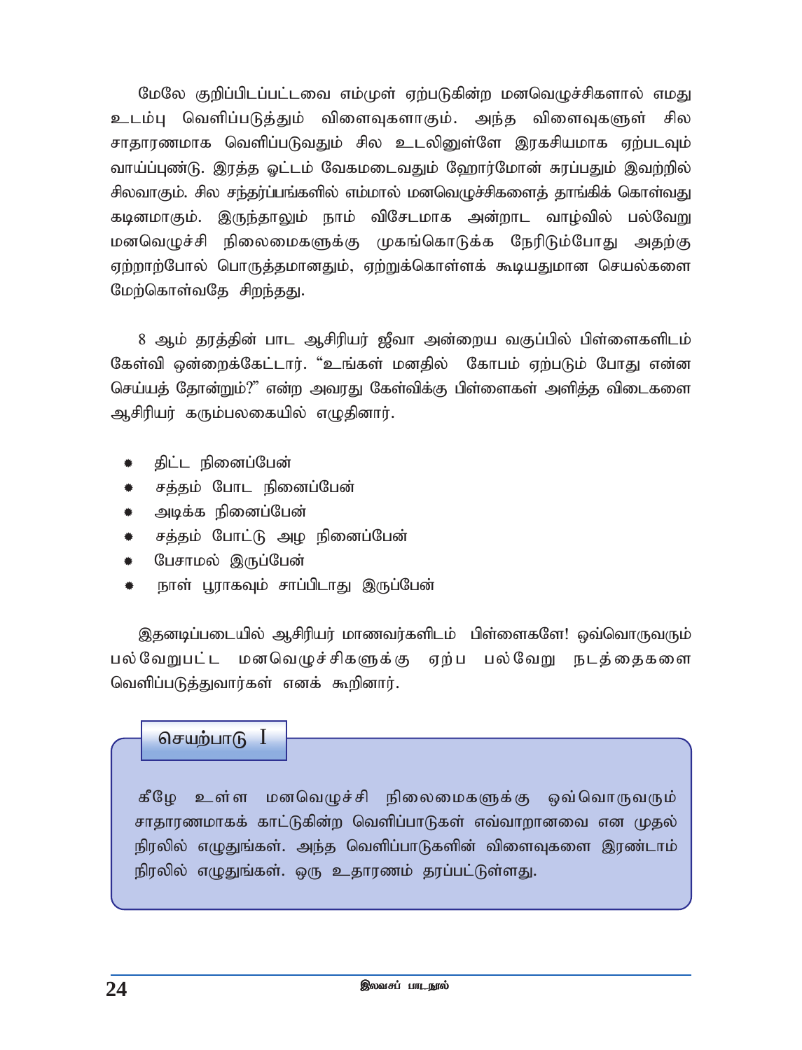மேலே குறிப்பிடப்பட்டவை எம்முள் ஏற்படுகின்ற மனவெழுச்சிகளால் எமது உடம்பு வெளிப்படுத்தும் விளைவுகளாகும். அந்த விளைவுகளுள் சில சாதாரணமாக வெளிப்படுவதும் சில உடலினுள்ளே இரகசியமாக ஏற்படவும் வாய்ப்புண்டு. இரத்த ஓட்டம் வேகமடைவதும் ஹோர்மோன் சுரப்பதும் இவற்றில் சிலவாகும். சில சந்தர்ப்பங்களில் எம்மால் மனவெழுச்சிகளைத் தாங்கிக் கொள்வது கடினமாகும். இருந்தாலும் நாம் விசேடமாக அன்றாட வாழ்வில் பல்வேறு மனவெழுச்சி நிலைமைகளுக்கு முகங்கொடுக்க நேரிடும்போது அதற்கு ஏற்றாற்போல் பொருத்தமானதும், ஏற்றுக்கொள்ளக் கூடியதுமான செயல்களை மேற்கொள்வதே சிறந்தது.

8 ஆம் தரத்தின் பாட ஆசிரியர் ஜீவா அன்றைய வகுப்பில் பிள்ளைகளிடம் கேள்வி ஒன்றைக்கேட்டார். "உங்கள் மனதில் கோபம் ஏற்படும் போது என்ன செய்யத் தோன்றும்?" என்ற அவரது கேள்விக்கு பிள்ளைகள் அளித்த விடைகளை ஆசிரியர் கரும்பலகையில் எழுதினார்.

- திட்ட நினைப்பேன்
- சத்தம் போட நினைப்பேன்
- அடிக்க நினைப்பேன்
- சத்தம் போட்டு அழ நினைப்பேன்
- பேசாமல் இருப்பேன்
- நாள் பூராகவும் சாப்பிடாது இருப்பேன்

இதனடிப்படையில் ஆசிரியர் மாணவர்களிடம் பிள்ளைகளே! ஒவ்வொருவரும் பல்வேறுபட்ட மனவெழுச்சிகளுக்கு ஏற்ப பல்வேறு நடத்தைகளை வெளிப்படுத்துவார்கள் எனக் கூறினார்.

## செயற்பாடு I

கீழே உள்ள மனவெழுச்சி நிலைமைகளுக்கு ஒவ்வொருவரும் சாதாரணமாகக் காட்டுகின்ற வெளிப்பாடுகள் எவ்வாறானவை என முதல் நிரலில் எழுதுங்கள். அந்த வெளிப்பாடுகளின் விளைவுகளை இரண்டாம் நிரலில் எழுதுங்கள். ஒரு உதாரணம் தரப்பட்டுள்ளது.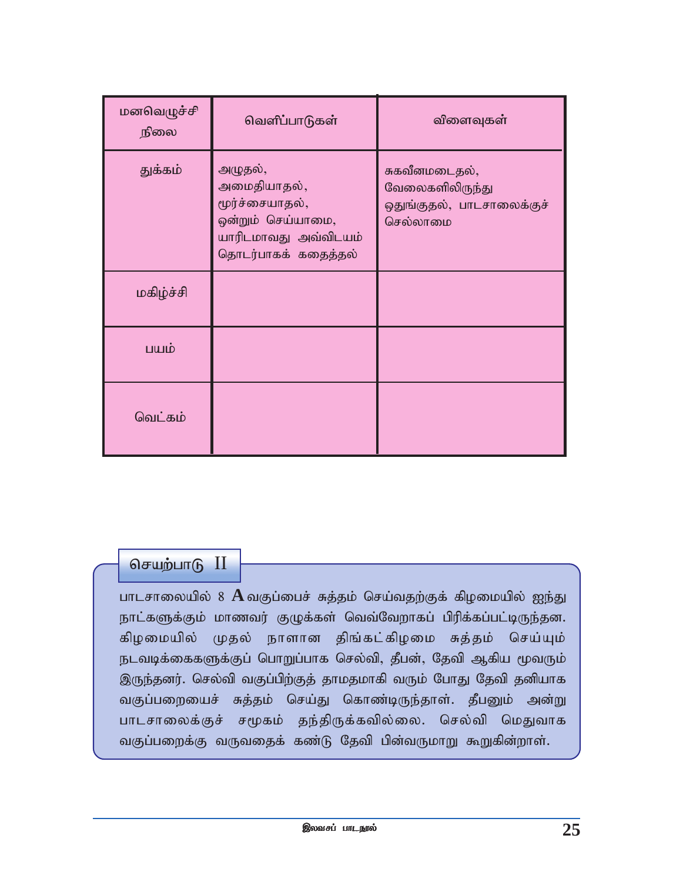| மனவெழுச்சி நிலை | வெளிப்பாடுகள் | விளைவுகள் |
|---|---|---|
| துக்கம் | அழுதல், அமைதியாதல், மூர்ச்சையாதல், ஒன்றும் செய்யாமை, யாரிடமாவது அவ்விடயம் தொடர்பாகக் கதைத்தல் | சுகவீனமடைதல், வேலைகளிலிருந்து ஒதுங்குதல், பாடசாலைக்குச் செல்லாமை |
| மகிழ்ச்சி | | |
| பயம் | | |
| வெட்கம் | | |

## செயற்பாடு II

பாடசாலையில் 8 **A** வகுப்பைச் சுத்தம் செய்வதற்குக் கிழமையில் ஐந்து நாட்களுக்கும் மாணவர் குழுக்கள் வெவ்வேறாகப் பிரிக்கப்பட்டிருந்தன. கிழமையில் முதல் நாளான திங்கட்கிழமை சுத்தம் செய்யும் நடவடிக்கைகளுக்குப் பொறுப்பாக செல்வி, தீபன், தேவி ஆகிய மூவரும் இருந்தனர். செல்வி வகுப்பிற்குத் தாமதமாகி வரும் போது தேவி தனியாக வகுப்பறையைச் சுத்தம் செய்து கொண்டிருந்தாள். தீபனும் அன்று பாடசாலைக்குச் சமூகம் தந்திருக்கவில்லை. செல்வி மெதுவாக வகுப்பறைக்கு வருவதைக் கண்டு தேவி பின்வருமாறு கூறுகின்றாள்.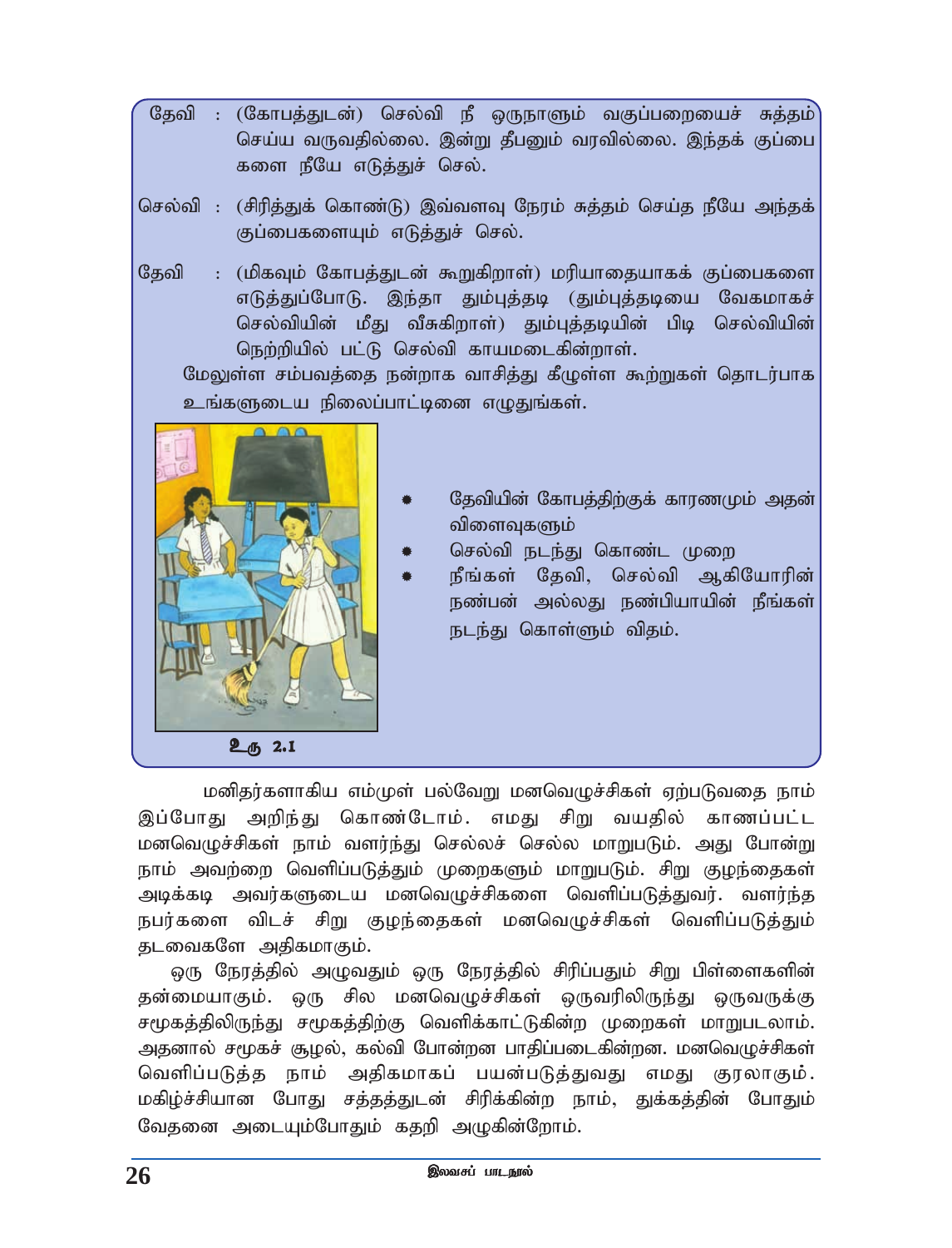தேவி : (கோபத்துடன்) செல்வி நீ ஒருநாளும் வகுப்பறையைச் சுத்தம் செய்ய வருவதில்லை. இன்று தீபனும் வரவில்லை. இந்தக் குப்பைகளை நீயே எடுத்துச் செல்.

செல்வி : (சிரித்துக் கொண்டு) இவ்வளவு நேரம் சுத்தம் செய்த நீயே அந்தக் குப்பைகளையும் எடுத்துச் செல்.

தேவி : (மிகவும் கோபத்துடன் கூறுகிறாள்) மரியாதையாகக் குப்பைகளை எடுத்துப்போடு. இந்தா தும்புத்தடி (தும்புத்தடியை வேகமாகச் செல்வியின் மீது வீசுகிறாள்) தும்புத்தடியின் பிடி செல்வியின் நெற்றியில் பட்டு செல்வி காயமடைகின்றாள்.

மேலுள்ள சம்பவத்தை நன்றாக வாசித்து கீழுள்ள கூற்றுகள் தொடர்பாக உங்களுடைய நிலைப்பாட்டினை எழுதுங்கள்.

- தேவியின் கோபத்திற்குக் காரணமும் அதன் விளைவுகளும்
- செல்வி நடந்து கொண்ட முறை
- நீங்கள் தேவி, செல்வி ஆகியோரின் நண்பன் அல்லது நண்பியாயின் நீங்கள் நடந்து கொள்ளும் விதம்.

உரு 2.1

மனிதர்களாகிய எம்முள் பல்வேறு மனவெழுச்சிகள் ஏற்படுவதை நாம் இப்போது அறிந்து கொண்டோம். எமது சிறு வயதில் காணப்பட்ட மனவெழுச்சிகள் நாம் வளர்ந்து செல்லச் செல்ல மாறுபடும். அது போன்று நாம் அவற்றை வெளிப்படுத்தும் முறைகளும் மாறுபடும். சிறு குழந்தைகள் அடிக்கடி அவர்களுடைய மனவெழுச்சிகளை வெளிப்படுத்துவர். வளர்ந்த நபர்களை விடச் சிறு குழந்தைகள் மனவெழுச்சிகள் வெளிப்படுத்தும் தடவைகளே அதிகமாகும்.

ஒரு நேரத்தில் அழுவதும் ஒரு நேரத்தில் சிரிப்பதும் சிறு பிள்ளைகளின் தன்மையாகும். ஒரு சில மனவெழுச்சிகள் ஒருவரிலிருந்து ஒருவருக்கு சமூகத்திலிருந்து சமூகத்திற்கு வெளிக்காட்டுகின்ற முறைகள் மாறுபடலாம். அதனால் சமூகச் சூழல், கல்வி போன்றன பாதிப்படைகின்றன. மனவெழுச்சிகள் வெளிப்படுத்த நாம் அதிகமாகப் பயன்படுத்துவது எமது குரலாகும். மகிழ்ச்சியான போது சத்தத்துடன் சிரிக்கின்ற நாம், துக்கத்தின் போதும் வேதனை அடையும்போதும் கதறி அழுகின்றோம்.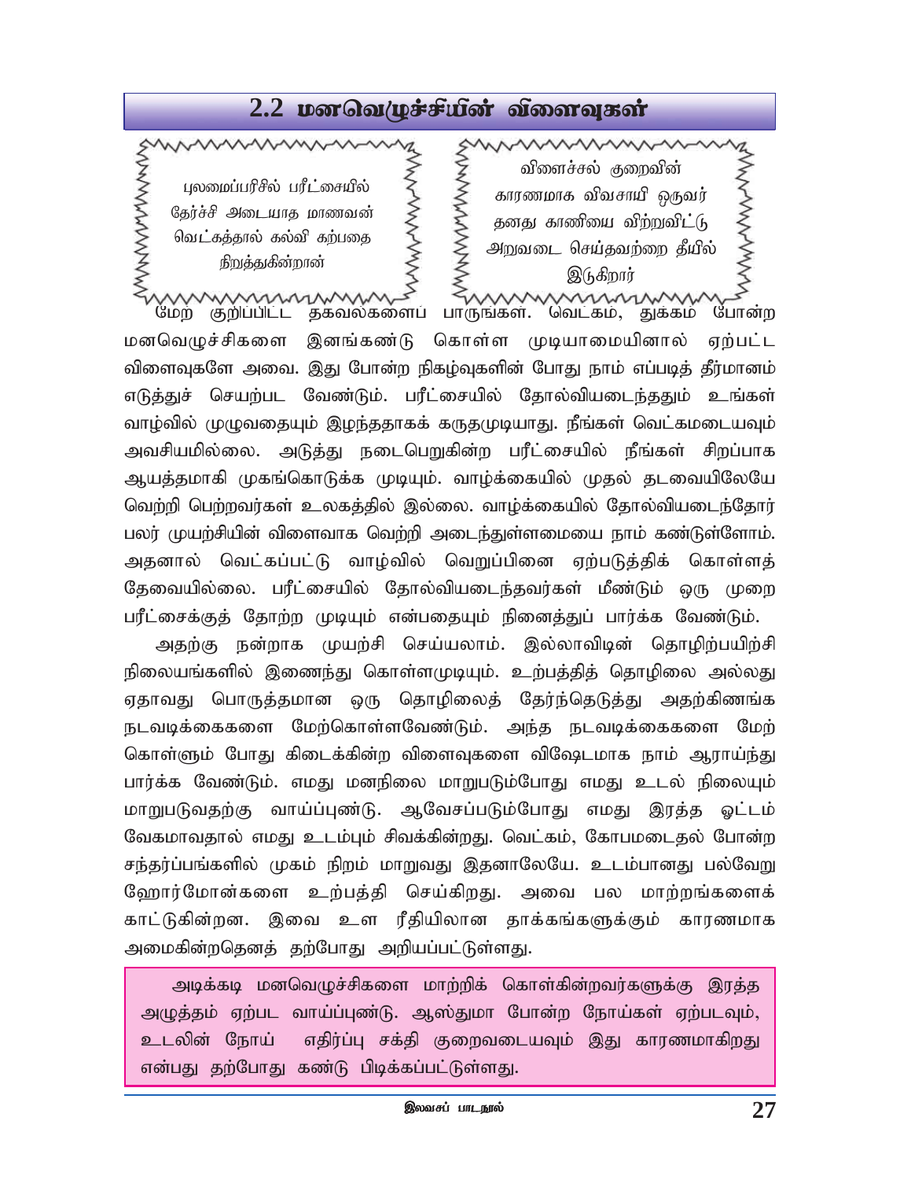## 2.2 மனவெழுச்சியின் விளைவுகள்

புலமைப்பரிசில் பரீட்சையில் தேர்ச்சி அடையாத மாணவன் வெட்கத்தால் கல்வி கற்பதை நிறுத்துகின்றான்

விளைச்சல் குறைவின் காரணமாக விவசாயி ஒருவர் தனது காணியை விற்றுவிட்டு அறுவடை செய்தவற்றை தீயில் இடுகிறார்

மேற் குறிப்பிட்ட தகவல்களைப் பாருங்கள். வெட்கம், துக்கம் போன்ற மனவெழுச்சிகளை இனங்கண்டு கொள்ள முடியாமையினால் ஏற்பட்ட விளைவுகளே அவை. இது போன்ற நிகழ்வுகளின் போது நாம் எப்படித் தீர்மானம் எடுத்துச் செயற்பட வேண்டும். பரீட்சையில் தோல்வியடைந்ததும் உங்கள் வாழ்வில் முழுவதையும் இழந்ததாகக் கருதமுடியாது. நீங்கள் வெட்கமடையவும் அவசியமில்லை. அடுத்து நடைபெறுகின்ற பரீட்சையில் நீங்கள் சிறப்பாக ஆயத்தமாகி முகங்கொடுக்க முடியும். வாழ்க்கையில் முதல் தடவையிலேயே வெற்றி பெற்றவர்கள் உலகத்தில் இல்லை. வாழ்க்கையில் தோல்வியடைந்தோர் பலர் முயற்சியின் விளைவாக வெற்றி அடைந்துள்ளமையை நாம் கண்டுள்ளோம். அதனால் வெட்கப்பட்டு வாழ்வில் வெறுப்பினை ஏற்படுத்திக் கொள்ளத் தேவையில்லை. பரீட்சையில் தோல்வியடைந்தவர்கள் மீண்டும் ஒரு முறை பரீட்சைக்குத் தோற்ற முடியும் என்பதையும் நினைத்துப் பார்க்க வேண்டும்.

அதற்கு நன்றாக முயற்சி செய்யலாம். இல்லாவிடின் தொழிற்பயிற்சி நிலையங்களில் இணைந்து கொள்ளமுடியும். உற்பத்தித் தொழிலை அல்லது ஏதாவது பொருத்தமான ஒரு தொழிலைத் தேர்ந்தெடுத்து அதற்கிணங்க நடவடிக்கைகளை மேற்கொள்ளவேண்டும். அந்த நடவடிக்கைகளை மேற் கொள்ளும் போது கிடைக்கின்ற விளைவுகளை விஷேடமாக நாம் ஆராய்ந்து பார்க்க வேண்டும். எமது மனநிலை மாறுபடும்போது எமது உடல் நிலையும் மாறுபடுவதற்கு வாய்ப்புண்டு. ஆவேசப்படும்போது எமது இரத்த ஓட்டம் வேகமாவதால் எமது உடம்பும் சிவக்கின்றது. வெட்கம், கோபமடைதல் போன்ற சந்தர்ப்பங்களில் முகம் நிறம் மாறுவது இதனாலேயே. உடம்பானது பல்வேறு ஹோர்மோன்களை உற்பத்தி செய்கிறது. அவை பல மாற்றங்களைக் காட்டுகின்றன. இவை உள ரீதியிலான தாக்கங்களுக்கும் காரணமாக அமைகின்றதெனத் தற்போது அறியப்பட்டுள்ளது.

அடிக்கடி மனவெழுச்சிகளை மாற்றிக் கொள்கின்றவர்களுக்கு இரத்த அழுத்தம் ஏற்பட வாய்ப்புண்டு. ஆஸ்துமா போன்ற நோய்கள் ஏற்படவும், உடலின் நோய் எதிர்ப்பு சக்தி குறைவடையவும் இது காரணமாகிறது என்பது தற்போது கண்டு பிடிக்கப்பட்டுள்ளது.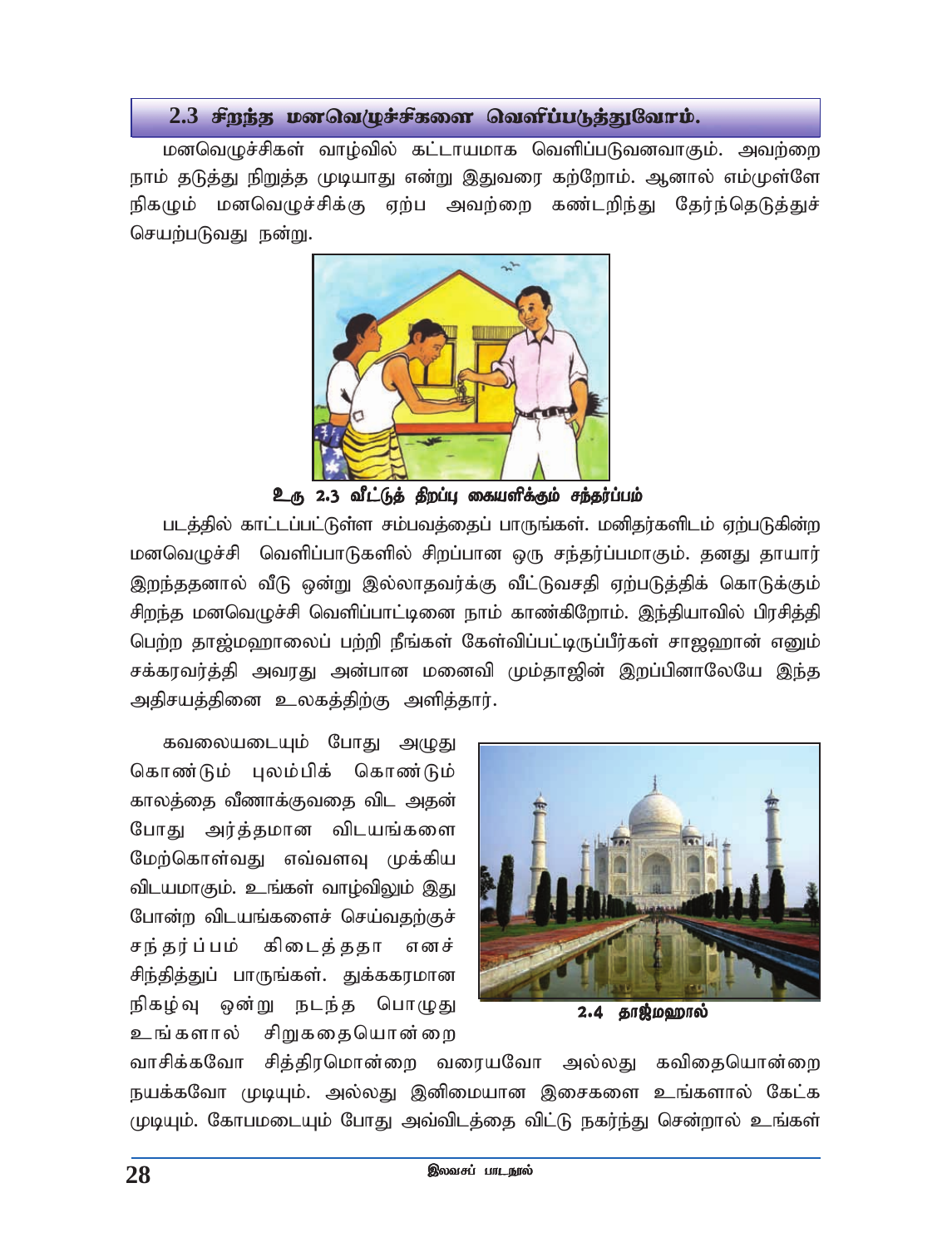## 2.3 சிறந்த மனவெழுச்சிகளை வெளிப்படுத்துவோம்.

மனவெழுச்சிகள் வாழ்வில் கட்டாயமாக வெளிப்படுவனவாகும். அவற்றை நாம் தடுத்து நிறுத்த முடியாது என்று இதுவரை கற்றோம். ஆனால் எம்முள்ளே நிகழும் மனவெழுச்சிக்கு ஏற்ப அவற்றை கண்டறிந்து தேர்ந்தெடுத்துச் செயற்படுவது நன்று.

**உரு 2.3 வீட்டுத் திறப்பு கையளிக்கும் சந்தர்ப்பம்**

படத்தில் காட்டப்பட்டுள்ள சம்பவத்தைப் பாருங்கள். மனிதர்களிடம் ஏற்படுகின்ற மனவெழுச்சி வெளிப்பாடுகளில் சிறப்பான ஒரு சந்தர்ப்பமாகும். தனது தாயார் இறந்ததனால் வீடு ஒன்று இல்லாதவர்க்கு வீட்டுவசதி ஏற்படுத்திக் கொடுக்கும் சிறந்த மனவெழுச்சி வெளிப்பாட்டினை நாம் காண்கிறோம். இந்தியாவில் பிரசித்தி பெற்ற தாஜ்மஹாலைப் பற்றி நீங்கள் கேள்விப்பட்டிருப்பீர்கள் சாஜஹான் எனும் சக்கரவர்த்தி அவரது அன்பான மனைவி மும்தாஜின் இறப்பினாலேயே இந்த அதிசயத்தினை உலகத்திற்கு அளித்தார்.

**2.4 தாஜ்மஹால்**

கவலையடையும் போது அழுது கொண்டும் புலம்பிக் கொண்டும் காலத்தை வீணாக்குவதை விட அதன் போது அர்த்தமான விடயங்களை மேற்கொள்வது எவ்வளவு முக்கிய விடயமாகும். உங்கள் வாழ்விலும் இது போன்ற விடயங்களைச் செய்வதற்குச் சந்தர்ப்பம் கிடைத்ததா எனச் சிந்தித்துப் பாருங்கள். துக்ககரமான நிகழ்வு ஒன்று நடந்த பொழுது உங்களால் சிறுகதையொன்றை வாசிக்கவோ சித்திரமொன்றை வரையவோ அல்லது கவிதையொன்றை நயக்கவோ முடியும். அல்லது இனிமையான இசைகளை உங்களால் கேட்க முடியும். கோபமடையும் போது அவ்விடத்தை விட்டு நகர்ந்து சென்றால் உங்கள்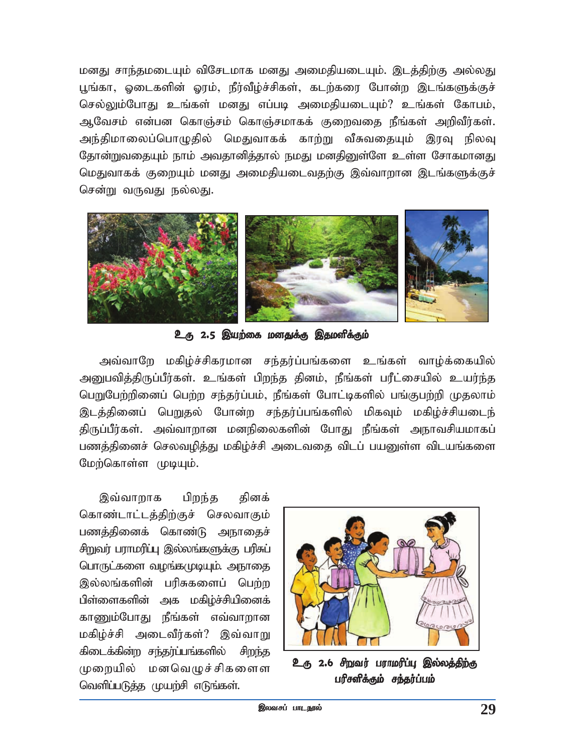மனது சாந்தமடையும் விசேடமாக மனது அமைதியடையும். இடத்திற்கு அல்லது பூங்கா, ஓடைகளின் ஓரம், நீர்வீழ்ச்சிகள், கடற்கரை போன்ற இடங்களுக்குச் செல்லும்போது உங்கள் மனது எப்படி அமைதியடையும்? உங்கள் கோபம், ஆவேசம் என்பன கொஞ்சம் கொஞ்சமாகக் குறைவதை நீங்கள் அறிவீர்கள். அந்திமாலைப்பொழுதில் மெதுவாகக் காற்று வீசுவதையும் இரவு நிலவு தோன்றுவதையும் நாம் அவதானித்தால் நமது மனதினுள்ளே உள்ள சோகமானது மெதுவாகக் குறையும் மனது அமைதியடைவதற்கு இவ்வாறான இடங்களுக்குச் சென்று வருவது நல்லது.

**உரு 2.5 இயற்கை மனதுக்கு இதமளிக்கும்**

அவ்வாறே மகிழ்ச்சிகரமான சந்தர்ப்பங்களை உங்கள் வாழ்க்கையில் அனுபவித்திருப்பீர்கள். உங்கள் பிறந்த தினம், நீங்கள் பரீட்சையில் உயர்ந்த பெறுபேற்றினைப் பெற்ற சந்தர்ப்பம், நீங்கள் போட்டிகளில் பங்குபற்றி முதலாம் இடத்தினைப் பெறுதல் போன்ற சந்தர்ப்பங்களில் மிகவும் மகிழ்ச்சியடைந் திருப்பீர்கள். அவ்வாறான மனநிலைகளின் போது நீங்கள் அநாவசியமாகப் பணத்தினைச் செலவழித்து மகிழ்ச்சி அடைவதை விடப் பயனுள்ள விடயங்களை மேற்கொள்ள முடியும்.

இவ்வாறாக பிறந்த தினக் கொண்டாட்டத்திற்குச் செலவாகும் பணத்தினைக் கொண்டு அநாதைச் சிறுவர் பராமரிப்பு இல்லங்களுக்கு பரிசுப் பொருட்களை வழங்கமுடியும். அநாதை இல்லங்களின் பரிசுகளைப் பெற்ற பிள்ளைகளின் அக மகிழ்ச்சியினைக் காணும்போது நீங்கள் எவ்வாறான மகிழ்ச்சி அடைவீர்கள்? இவ்வாறு கிடைக்கின்ற சந்தர்ப்பங்களில் சிறந்த முறையில் மனவெழுச்சிகளை வெளிப்படுத்த முயற்சி எடுங்கள்.

**உரு 2.6 சிறுவர் பராமரிப்பு இல்லத்திற்கு பரிசளிக்கும் சந்தர்ப்பம்**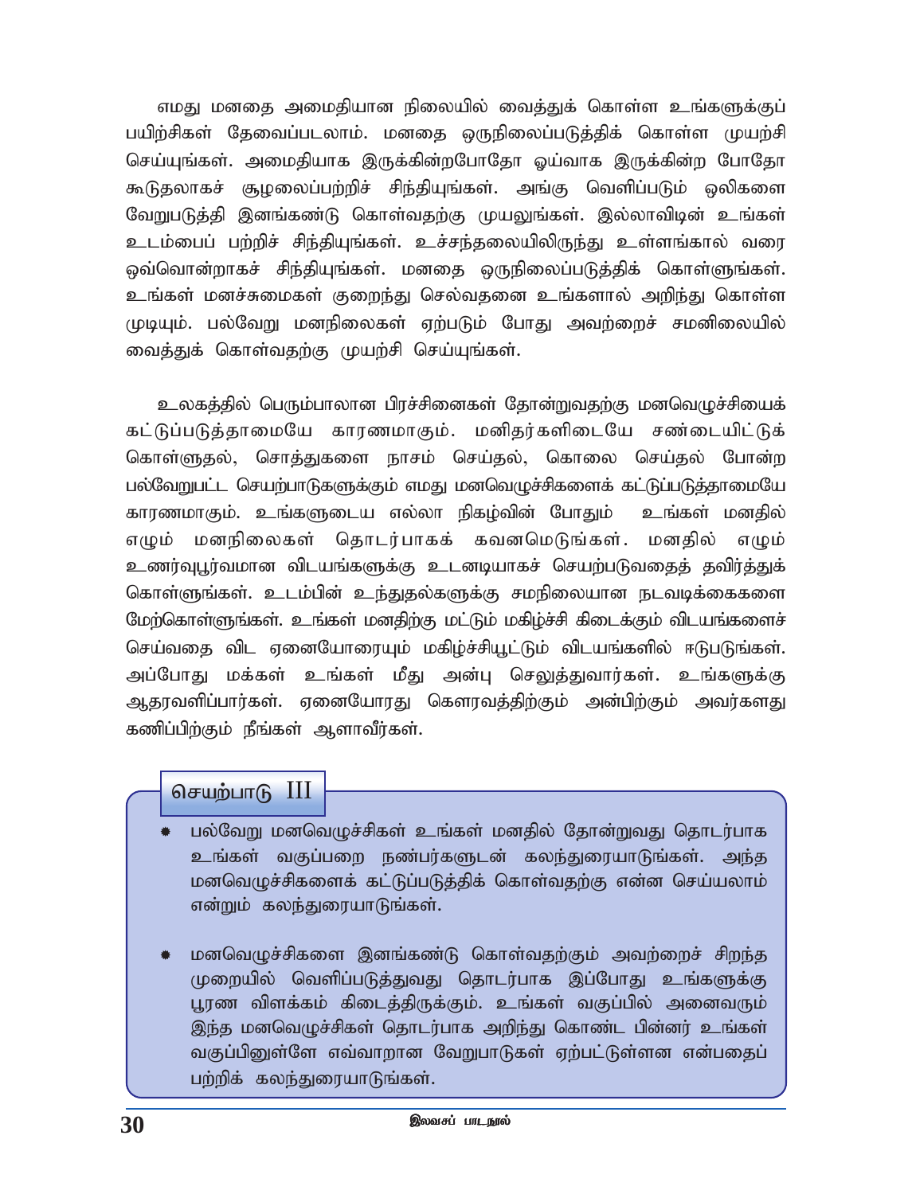எமது மனதை அமைதியான நிலையில் வைத்துக் கொள்ள உங்களுக்குப் பயிற்சிகள் தேவைப்படலாம். மனதை ஒருநிலைப்படுத்திக் கொள்ள முயற்சி செய்யுங்கள். அமைதியாக இருக்கின்றபோதோ ஓய்வாக இருக்கின்ற போதோ கூடுதலாகச் சூழலைப்பற்றிச் சிந்தியுங்கள். அங்கு வெளிப்படும் ஒலிகளை வேறுபடுத்தி இனங்கண்டு கொள்வதற்கு முயலுங்கள். இல்லாவிடின் உங்கள் உடம்பைப் பற்றிச் சிந்தியுங்கள். உச்சந்தலையிலிருந்து உள்ளங்கால் வரை ஒவ்வொன்றாகச் சிந்தியுங்கள். மனதை ஒருநிலைப்படுத்திக் கொள்ளுங்கள். உங்கள் மனச்சுமைகள் குறைந்து செல்வதனை உங்களால் அறிந்து கொள்ள முடியும். பல்வேறு மனநிலைகள் ஏற்படும் போது அவற்றைச் சமனிலையில் வைத்துக் கொள்வதற்கு முயற்சி செய்யுங்கள்.

உலகத்தில் பெரும்பாலான பிரச்சினைகள் தோன்றுவதற்கு மனவெழுச்சியைக் கட்டுப்படுத்தாமையே காரணமாகும். மனிதர்களிடையே சண்டையிட்டுக் கொள்ளுதல், சொத்துகளை நாசம் செய்தல், கொலை செய்தல் போன்ற பல்வேறுபட்ட செயற்பாடுகளுக்கும் எமது மனவெழுச்சிகளைக் கட்டுப்படுத்தாமையே காரணமாகும். உங்களுடைய எல்லா நிகழ்வின் போதும் உங்கள் மனதில் எழும் மனநிலைகள் தொடர்பாகக் கவனமெடுங்கள். மனதில் எழும் உணர்வுபூர்வமான விடயங்களுக்கு உடனடியாகச் செயற்படுவதைத் தவிர்த்துக் கொள்ளுங்கள். உடம்பின் உந்துதல்களுக்கு சமநிலையான நடவடிக்கைகளை மேற்கொள்ளுங்கள். உங்கள் மனதிற்கு மட்டும் மகிழ்ச்சி கிடைக்கும் விடயங்களைச் செய்வதை விட ஏனையோரையும் மகிழ்ச்சியூட்டும் விடயங்களில் ஈடுபடுங்கள். அப்போது மக்கள் உங்கள் மீது அன்பு செலுத்துவார்கள். உங்களுக்கு ஆதரவளிப்பார்கள். ஏனையோரது கௌரவத்திற்கும் அன்பிற்கும் அவர்களது கணிப்பிற்கும் நீங்கள் ஆளாவீர்கள்.

### செயற்பாடு III

- பல்வேறு மனவெழுச்சிகள் உங்கள் மனதில் தோன்றுவது தொடர்பாக உங்கள் வகுப்பறை நண்பர்களுடன் கலந்துரையாடுங்கள். அந்த மனவெழுச்சிகளைக் கட்டுப்படுத்திக் கொள்வதற்கு என்ன செய்யலாம் என்றும் கலந்துரையாடுங்கள்.

- மனவெழுச்சிகளை இனங்கண்டு கொள்வதற்கும் அவற்றைச் சிறந்த முறையில் வெளிப்படுத்துவது தொடர்பாக இப்போது உங்களுக்கு பூரண விளக்கம் கிடைத்திருக்கும். உங்கள் வகுப்பில் அனைவரும் இந்த மனவெழுச்சிகள் தொடர்பாக அறிந்து கொண்ட பின்னர் உங்கள் வகுப்பினுள்ளே எவ்வாறான வேறுபாடுகள் ஏற்பட்டுள்ளன என்பதைப் பற்றிக் கலந்துரையாடுங்கள்.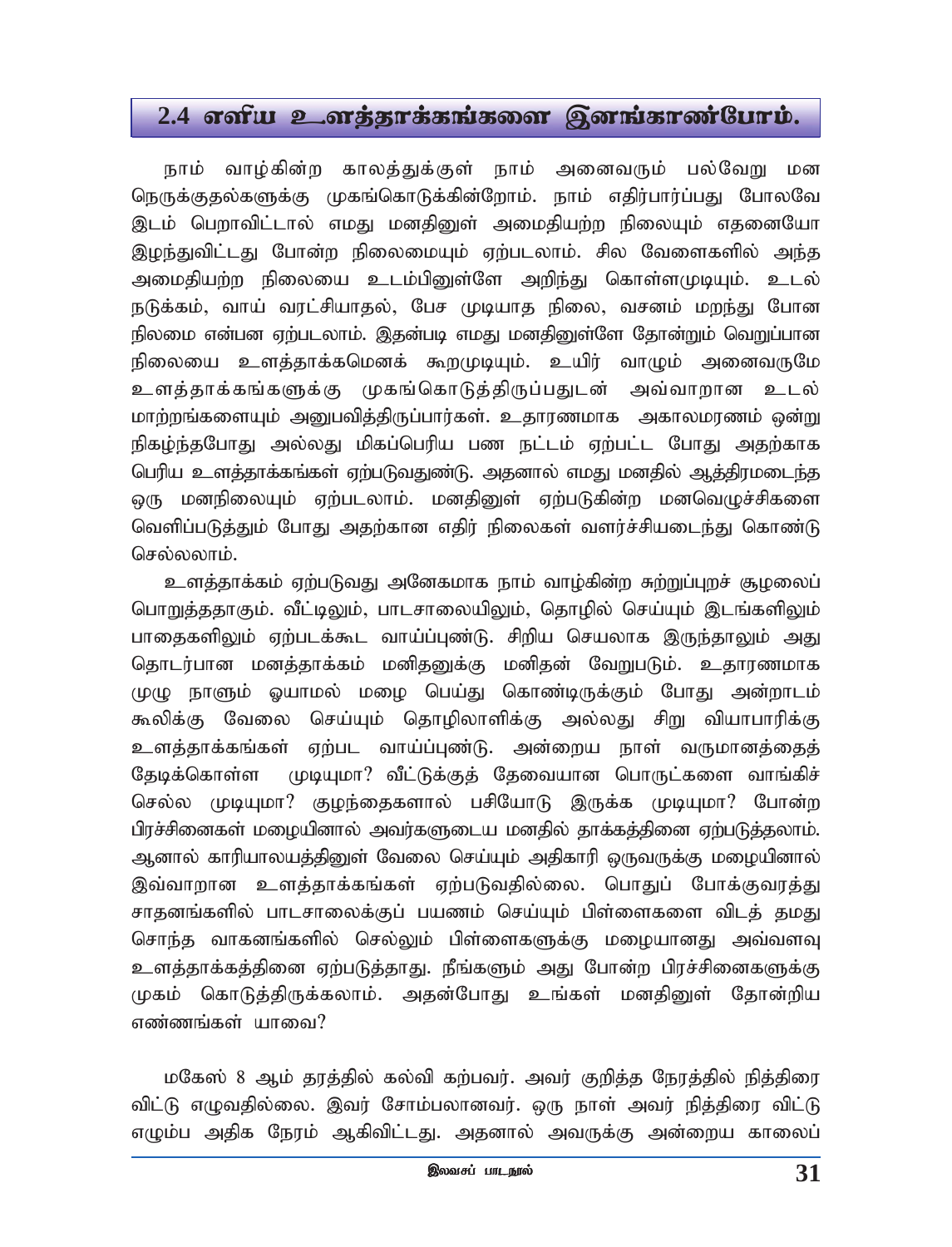## 2.4 எளிய உளத்தாக்கங்களை இனங்காண்போம்.

நாம் வாழ்கின்ற காலத்துக்குள் நாம் அனைவரும் பல்வேறு மன நெருக்குதல்களுக்கு முகங்கொடுக்கின்றோம். நாம் எதிர்பார்ப்பது போலவே இடம் பெறாவிட்டால் எமது மனதினுள் அமைதியற்ற நிலையும் எதனையோ இழந்துவிட்டது போன்ற நிலைமையும் ஏற்படலாம். சில வேளைகளில் அந்த அமைதியற்ற நிலையை உடம்பினுள்ளே அறிந்து கொள்ளமுடியும். உடல் நடுக்கம், வாய் வரட்சியாதல், பேச முடியாத நிலை, வசனம் மறந்து போன நிலமை என்பன ஏற்படலாம். இதன்படி எமது மனதினுள்ளே தோன்றும் வெறுப்பான நிலையை உளத்தாக்கமெனக் கூறமுடியும். உயிர் வாழும் அனைவருமே உளத்தாக்கங்களுக்கு முகங்கொடுத்திருப்பதுடன் அவ்வாறான உடல் மாற்றங்களையும் அனுபவித்திருப்பார்கள். உதாரணமாக அகாலமரணம் ஒன்று நிகழ்ந்தபோது அல்லது மிகப்பெரிய பண நட்டம் ஏற்பட்ட போது அதற்காக பெரிய உளத்தாக்கங்கள் ஏற்படுவதுண்டு. அதனால் எமது மனதில் ஆத்திரமடைந்த ஒரு மனநிலையும் ஏற்படலாம். மனதினுள் ஏற்படுகின்ற மனவெழுச்சிகளை வெளிப்படுத்தும் போது அதற்கான எதிர் நிலைகள் வளர்ச்சியடைந்து கொண்டு செல்லலாம்.

உளத்தாக்கம் ஏற்படுவது அனேகமாக நாம் வாழ்கின்ற சுற்றுப்புறச் சூழலைப் பொறுத்ததாகும். வீட்டிலும், பாடசாலையிலும், தொழில் செய்யும் இடங்களிலும் பாதைகளிலும் ஏற்படக்கூட வாய்ப்புண்டு. சிறிய செயலாக இருந்தாலும் அது தொடர்பான மனத்தாக்கம் மனிதனுக்கு மனிதன் வேறுபடும். உதாரணமாக முழு நாளும் ஓயாமல் மழை பெய்து கொண்டிருக்கும் போது அன்றாடம் கூலிக்கு வேலை செய்யும் தொழிலாளிக்கு அல்லது சிறு வியாபாரிக்கு உளத்தாக்கங்கள் ஏற்பட வாய்ப்புண்டு. அன்றைய நாள் வருமானத்தைத் தேடிக்கொள்ள முடியுமா? வீட்டுக்குத் தேவையான பொருட்களை வாங்கிச் செல்ல முடியுமா? குழந்தைகளால் பசியோடு இருக்க முடியுமா? போன்ற பிரச்சினைகள் மழையினால் அவர்களுடைய மனதில் தாக்கத்தினை ஏற்படுத்தலாம். ஆனால் காரியாலயத்தினுள் வேலை செய்யும் அதிகாரி ஒருவருக்கு மழையினால் இவ்வாறான உளத்தாக்கங்கள் ஏற்படுவதில்லை. பொதுப் போக்குவரத்து சாதனங்களில் பாடசாலைக்குப் பயணம் செய்யும் பிள்ளைகளை விடத் தமது சொந்த வாகனங்களில் செல்லும் பிள்ளைகளுக்கு மழையானது அவ்வளவு உளத்தாக்கத்தினை ஏற்படுத்தாது. நீங்களும் அது போன்ற பிரச்சினைகளுக்கு முகம் கொடுத்திருக்கலாம். அதன்போது உங்கள் மனதினுள் தோன்றிய எண்ணங்கள் யாவை?

மகேஸ் 8 ஆம் தரத்தில் கல்வி கற்பவர். அவர் குறித்த நேரத்தில் நித்திரை விட்டு எழுவதில்லை. இவர் சோம்பலானவர். ஒரு நாள் அவர் நித்திரை விட்டு எழும்ப அதிக நேரம் ஆகிவிட்டது. அதனால் அவருக்கு அன்றைய காலைப்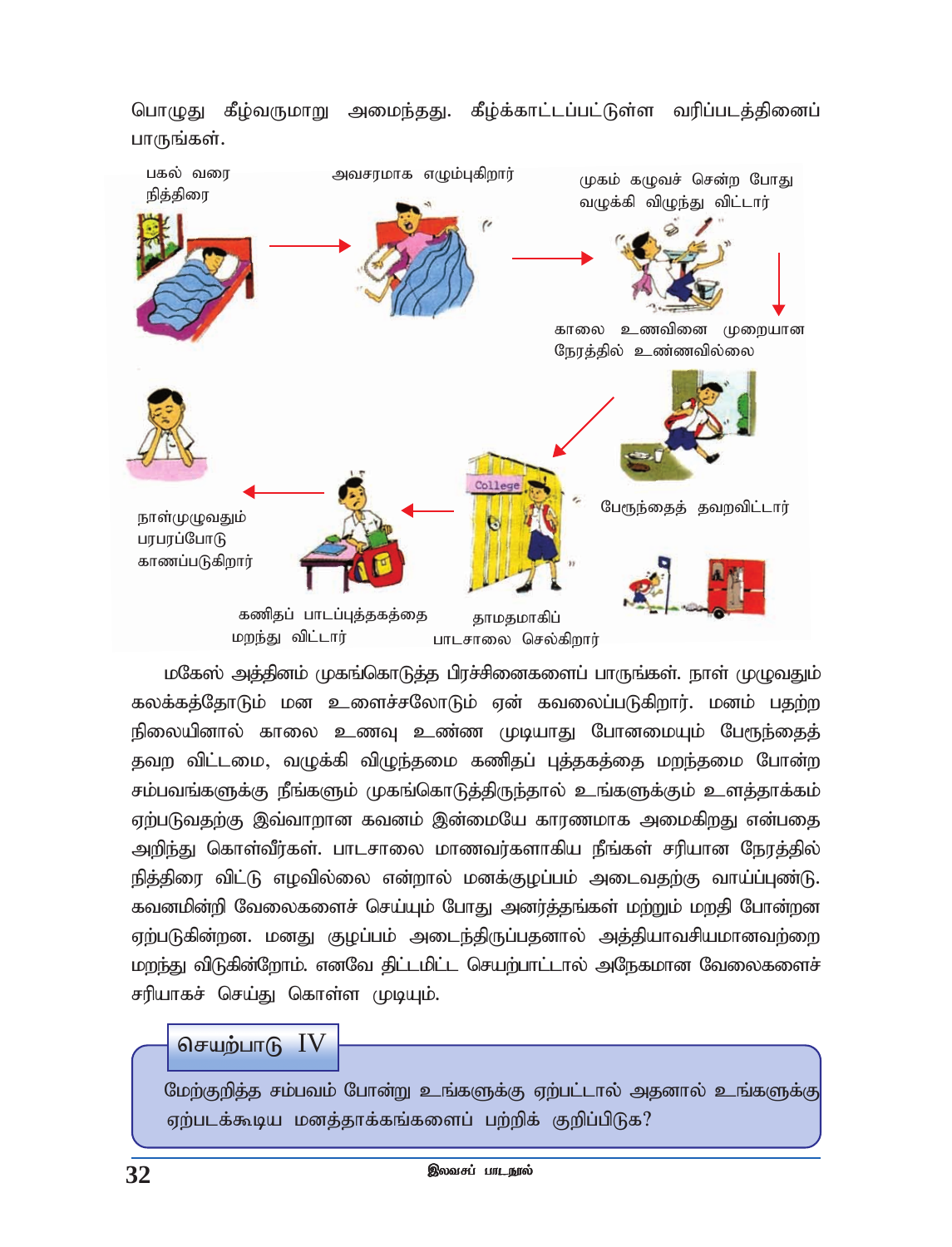பொழுது கீழ்வருமாறு அமைந்தது. கீழ்க்காட்டப்பட்டுள்ள வரிப்படத்தினைப் பாருங்கள்.

பகல் வரை நித்திரை → அவசரமாக எழும்புகிறார் → முகம் கழுவச் சென்ற போது வழுக்கி விழுந்து விட்டார் → காலை உணவினை முறையான நேரத்தில் உண்ணவில்லை → பேரூந்தைத் தவறவிட்டார் → தாமதமாகிப் பாடசாலை செல்கிறார் → கணிதப் பாடப்புத்தகத்தை மறந்து விட்டார் → நாள்முழுவதும் பரபரப்போடு காணப்படுகிறார்

மகேஸ் அத்தினம் முகங்கொடுத்த பிரச்சினைகளைப் பாருங்கள். நாள் முழுவதும் கலக்கத்தோடும் மன உளைச்சலோடும் ஏன் கவலைப்படுகிறார். மனம் பதற்ற நிலையினால் காலை உணவு உண்ண முடியாது போனமையும் பேரூந்தைத் தவற விட்டமை, வழுக்கி விழுந்தமை கணிதப் புத்தகத்தை மறந்தமை போன்ற சம்பவங்களுக்கு நீங்களும் முகங்கொடுத்திருந்தால் உங்களுக்கும் உளத்தாக்கம் ஏற்படுவதற்கு இவ்வாறான கவனம் இன்மையே காரணமாக அமைகிறது என்பதை அறிந்து கொள்வீர்கள். பாடசாலை மாணவர்களாகிய நீங்கள் சரியான நேரத்தில் நித்திரை விட்டு எழவில்லை என்றால் மனக்குழப்பம் அடைவதற்கு வாய்ப்புண்டு. கவனமின்றி வேலைகளைச் செய்யும் போது அனர்த்தங்கள் மற்றும் மறதி போன்றன ஏற்படுகின்றன. மனது குழப்பம் அடைந்திருப்பதனால் அத்தியாவசியமானவற்றை மறந்து விடுகின்றோம். எனவே திட்டமிட்ட செயற்பாட்டால் அநேகமான வேலைகளைச் சரியாகச் செய்து கொள்ள முடியும்.

**செயற்பாடு IV**

மேற்குறித்த சம்பவம் போன்று உங்களுக்கு ஏற்பட்டால் அதனால் உங்களுக்கு ஏற்படக்கூடிய மனத்தாக்கங்களைப் பற்றிக் குறிப்பிடுக?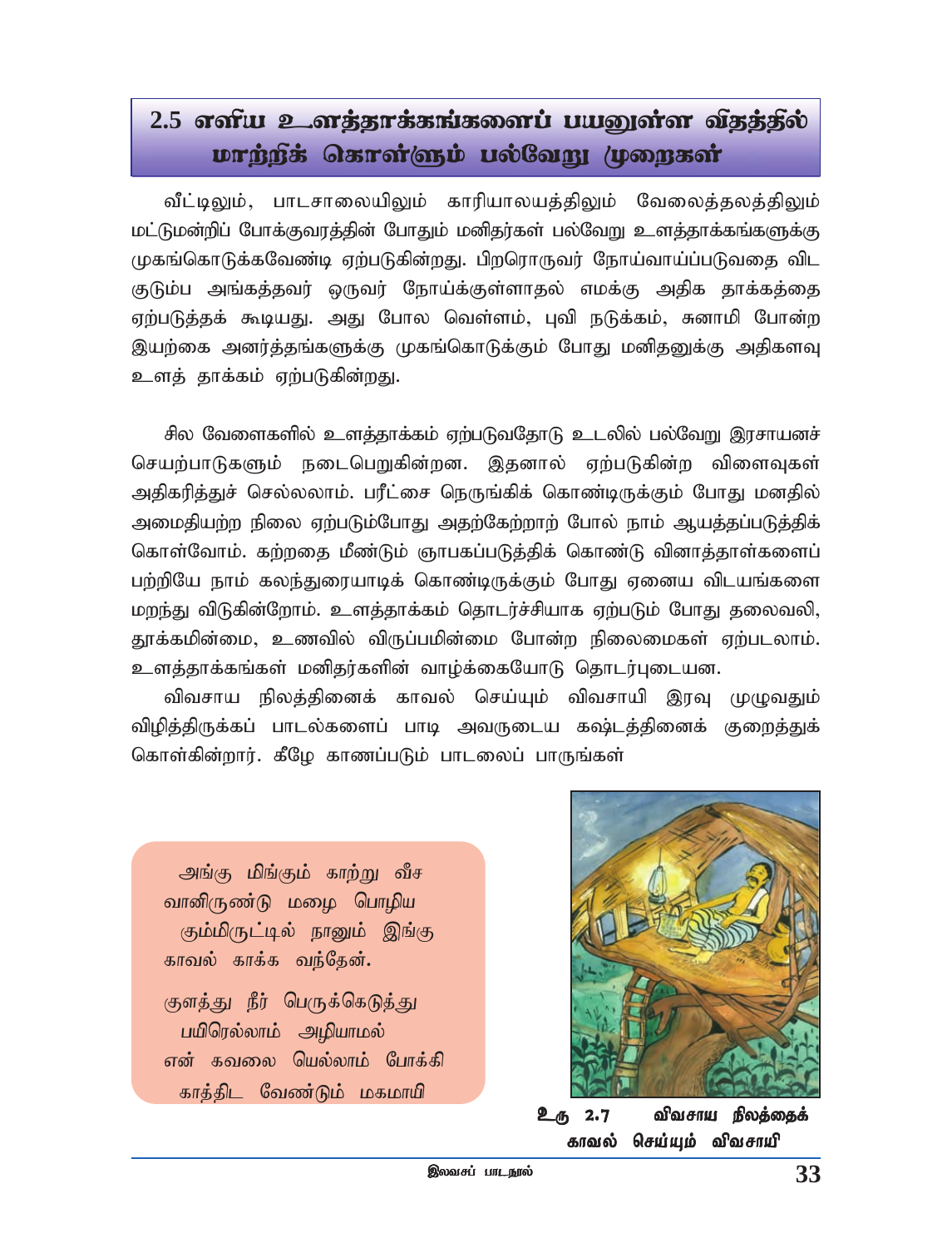## 2.5 எளிய உளத்தாக்கங்களைப் பயனுள்ள விதத்தில் மாற்றிக் கொள்ளும் பல்வேறு முறைகள்

வீட்டிலும், பாடசாலையிலும் காரியாலயத்திலும் வேலைத்தலத்திலும் மட்டுமன்றிப் போக்குவரத்தின் போதும் மனிதர்கள் பல்வேறு உளத்தாக்கங்களுக்கு முகங்கொடுக்கவேண்டி ஏற்படுகின்றது. பிறரொருவர் நோய்வாய்ப்படுவதை விட குடும்ப அங்கத்தவர் ஒருவர் நோய்க்குள்ளாதல் எமக்கு அதிக தாக்கத்தை ஏற்படுத்தக் கூடியது. அது போல வெள்ளம், புவி நடுக்கம், சுனாமி போன்ற இயற்கை அனர்த்தங்களுக்கு முகங்கொடுக்கும் போது மனிதனுக்கு அதிகளவு உளத் தாக்கம் ஏற்படுகின்றது.

சில வேளைகளில் உளத்தாக்கம் ஏற்படுவதோடு உடலில் பல்வேறு இரசாயனச் செயற்பாடுகளும் நடைபெறுகின்றன. இதனால் ஏற்படுகின்ற விளைவுகள் அதிகரித்துச் செல்லலாம். பரீட்சை நெருங்கிக் கொண்டிருக்கும் போது மனதில் அமைதியற்ற நிலை ஏற்படும்போது அதற்கேற்றாற் போல் நாம் ஆயத்தப்படுத்திக் கொள்வோம். கற்றதை மீண்டும் ஞாபகப்படுத்திக் கொண்டு வினாத்தாள்களைப் பற்றியே நாம் கலந்துரையாடிக் கொண்டிருக்கும் போது ஏனைய விடயங்களை மறந்து விடுகின்றோம். உளத்தாக்கம் தொடர்ச்சியாக ஏற்படும் போது தலைவலி, தூக்கமின்மை, உணவில் விருப்பமின்மை போன்ற நிலைமைகள் ஏற்படலாம். உளத்தாக்கங்கள் மனிதர்களின் வாழ்க்கையோடு தொடர்புடையன.

விவசாய நிலத்தினைக் காவல் செய்யும் விவசாயி இரவு முழுவதும் விழித்திருக்கப் பாடல்களைப் பாடி அவருடைய கஷ்டத்தினைக் குறைத்துக் கொள்கின்றார். கீழே காணப்படும் பாடலைப் பாருங்கள்

அங்கு மிங்கும் காற்று வீச
வானிருண்டு மழை பொழிய
கும்மிருட்டில் நானும் இங்கு
காவல் காக்க வந்தேன்.

குளத்து நீர் பெருக்கெடுத்து
பயிரெல்லாம் அழியாமல்
என் கவலை யெல்லாம் போக்கி
காத்திட வேண்டும் மகமாயி

உரு 2.7 விவசாய நிலத்தைக் காவல் செய்யும் விவசாயி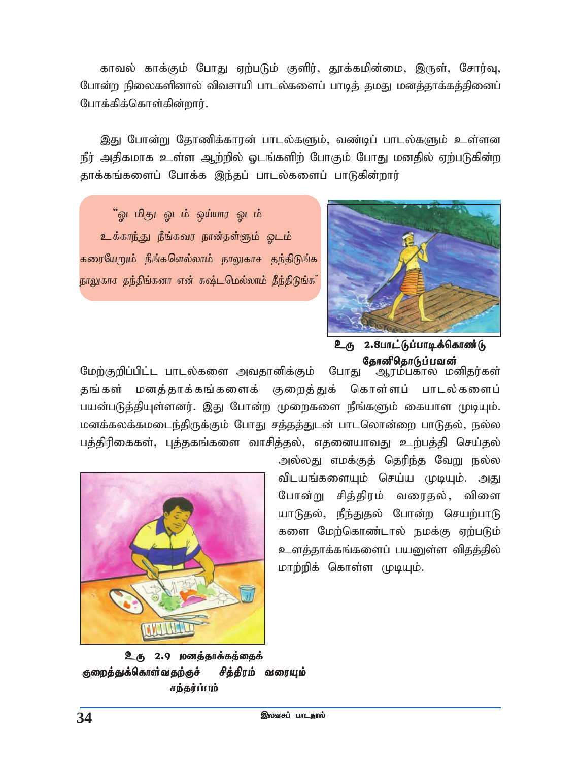காவல் காக்கும் போது ஏற்படும் குளிர், தூக்கமின்மை, இருள், சோர்வு, போன்ற நிலைகளினால் விவசாயி பாடல்களைப் பாடித் தமது மனத்தாக்கத்தினைப் போக்கிக்கொள்கின்றார்.

இது போன்று தோணிக்காரன் பாடல்களும், வண்டிப் பாடல்களும் உள்ளன நீர் அதிகமாக உள்ள ஆற்றில் ஓடங்களிற் போகும் போது மனதில் ஏற்படுகின்ற தாக்கங்களைப் போக்க இந்தப் பாடல்களைப் பாடுகின்றார்

"ஓடமிது ஓடம் ஒய்யார ஓடம்
உக்காந்து நீங்கவர நான்தள்ளும் ஓடம்
கரையேறும் நீங்களெல்லாம் நாலுகாச தந்திடுங்க
நாலுகாச தந்திங்கனா என் கஷ்டமெல்லாம் தீந்திடுங்க"

உரு 2.8பாட்டுப்பாடிக்கொண்டு தோனிதொடுப்பவன்

மேற்குறிப்பிட்ட பாடல்களை அவதானிக்கும் போது ஆரம்பகால மனிதர்கள் தங்கள் மனத்தாக்கங்களைக் குறைத்துக் கொள்ளப் பாடல்களைப் பயன்படுத்தியுள்ளனர். இது போன்ற முறைகளை நீங்களும் கையாள முடியும். மனக்கலக்கமடைந்திருக்கும் போது சத்தத்துடன் பாடலொன்றை பாடுதல், நல்ல பத்திரிகைகள், புத்தகங்களை வாசித்தல், எதனையாவது உற்பத்தி செய்தல் அல்லது எமக்குத் தெரிந்த வேறு நல்ல விடயங்களையும் செய்ய முடியும். அது போன்று சித்திரம் வரைதல், விளையாடுதல், நீந்துதல் போன்ற செயற்பாடுகளை மேற்கொண்டால் நமக்கு ஏற்படும் உளத்தாக்கங்களைப் பயனுள்ள விதத்தில் மாற்றிக் கொள்ள முடியும்.

**உரு 2.9 மனத்தாக்கத்தைக் குறைத்துக்கொள்வதற்குச் சித்திரம் வரையும் சந்தர்ப்பம்**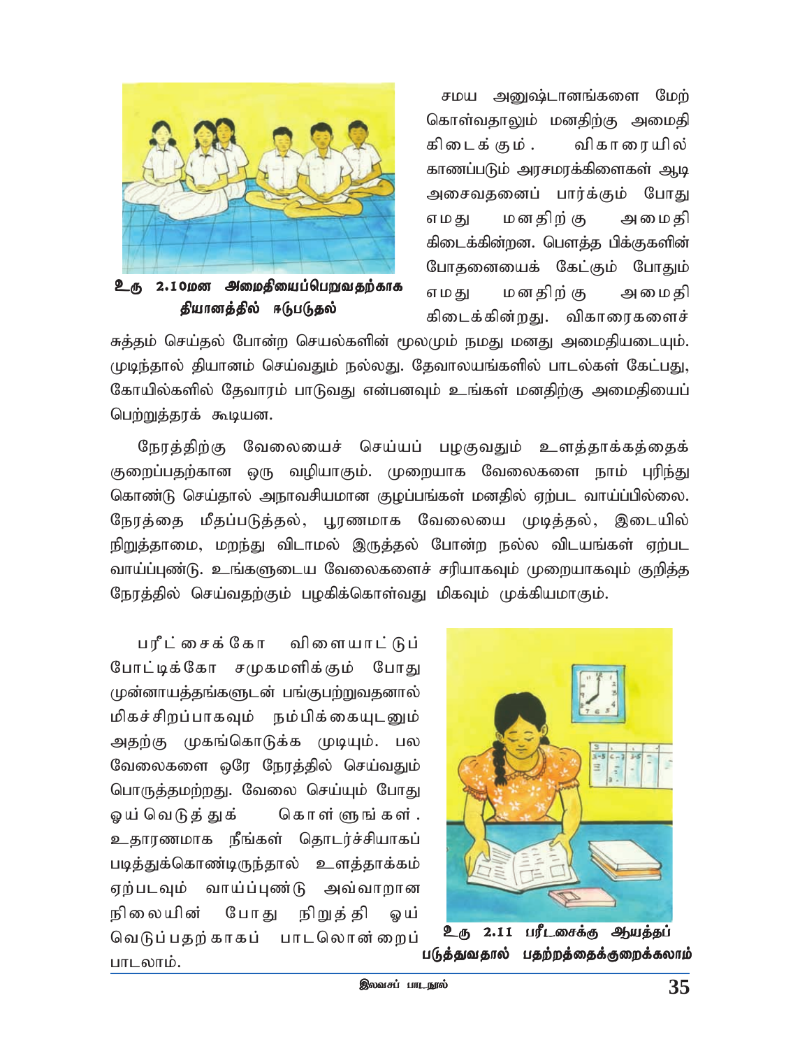உரு 2.10மன அமைதியைப்பெறுவதற்காக தியானத்தில் ஈடுபடுதல்

சமய அனுஷ்டானங்களை மேற்கொள்வதாலும் மனதிற்கு அமைதி கிடைக்கும். விகாரையில் காணப்படும் அரசமரக்கிளைகள் ஆடி அசைவதனைப் பார்க்கும் போது எமது மனதிற்கு அமைதி கிடைக்கின்றன. பௌத்த பிக்குகளின் போதனையைக் கேட்கும் போதும் எமது மனதிற்கு அமைதி கிடைக்கின்றது. விகாரைகளைச் சுத்தம் செய்தல் போன்ற செயல்களின் மூலமும் நமது மனது அமைதியடையும். முடிந்தால் தியானம் செய்வதும் நல்லது. தேவாலயங்களில் பாடல்கள் கேட்பது, கோயில்களில் தேவாரம் பாடுவது என்பனவும் உங்கள் மனதிற்கு அமைதியைப் பெற்றுத்தரக் கூடியன.

நேரத்திற்கு வேலையைச் செய்யப் பழகுவதும் உளத்தாக்கத்தைக் குறைப்பதற்கான ஒரு வழியாகும். முறையாக வேலைகளை நாம் புரிந்து கொண்டு செய்தால் அநாவசியமான குழப்பங்கள் மனதில் ஏற்பட வாய்ப்பில்லை. நேரத்தை மீதப்படுத்தல், பூரணமாக வேலையை முடித்தல், இடையில் நிறுத்தாமை, மறந்து விடாமல் இருத்தல் போன்ற நல்ல விடயங்கள் ஏற்பட வாய்ப்புண்டு. உங்களுடைய வேலைகளைச் சரியாகவும் முறையாகவும் குறித்த நேரத்தில் செய்வதற்கும் பழகிக்கொள்வது மிகவும் முக்கியமாகும்.

பரீட்சைக்கோ விளையாட்டுப் போட்டிக்கோ சமுகமளிக்கும் போது முன்னாயத்தங்களுடன் பங்குபற்றுவதனால் மிகச்சிறப்பாகவும் நம்பிக்கையுடனும் அதற்கு முகங்கொடுக்க முடியும். பல வேலைகளை ஒரே நேரத்தில் செய்வதும் பொருத்தமற்றது. வேலை செய்யும் போது ஓய்வெடுத்துக் கொள்ளுங்கள். உதாரணமாக நீங்கள் தொடர்ச்சியாகப் படித்துக்கொண்டிருந்தால் உளத்தாக்கம் ஏற்படவும் வாய்ப்புண்டு அவ்வாறான நிலையின் போது நிறுத்தி ஓய்வெடுப்பதற்காகப் பாடலொன்றைப் பாடலாம்.

உரு 2.11 பரீட்சைக்கு ஆயத்தப் படுத்துவதால் பதற்றத்தைக்குறைக்கலாம்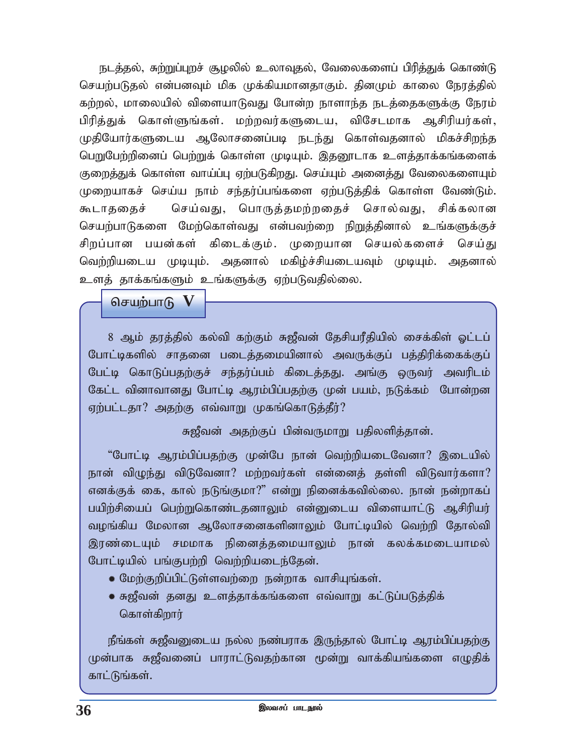நடத்தல், சுற்றுப்புறச் சூழலில் உலாவுதல், வேலைகளைப் பிரித்துக் கொண்டு செயற்படுதல் என்பனவும் மிக முக்கியமானதாகும். தினமும் காலை நேரத்தில் கற்றல், மாலையில் விளையாடுவது போன்ற நாளாந்த நடத்தைகளுக்கு நேரம் பிரித்துக் கொள்ளுங்கள். மற்றவர்களுடைய, விசேடமாக ஆசிரியர்கள், முதியோர்களுடைய ஆலோசனைப்படி நடந்து கொள்வதனால் மிகச்சிறந்த பெறுபேற்றினைப் பெற்றுக் கொள்ள முடியும். இதனூடாக உளத்தாக்கங்களைக் குறைத்துக் கொள்ள வாய்ப்பு ஏற்படுகிறது. செய்யும் அனைத்து வேலைகளையும் முறையாகச் செய்ய நாம் சந்தர்ப்பங்களை ஏற்படுத்திக் கொள்ள வேண்டும். கூடாததைச் செய்வது, பொருத்தமற்றதைச் சொல்வது, சிக்கலான செயற்பாடுகளை மேற்கொள்வது என்பவற்றை நிறுத்தினால் உங்களுக்குச் சிறப்பான பயன்கள் கிடைக்கும். முறையான செயல்களைச் செய்து வெற்றியடைய முடியும். அதனால் மகிழ்ச்சியடையவும் முடியும். அதனால் உளத் தாக்கங்களும் உங்களுக்கு ஏற்படுவதில்லை.

## செயற்பாடு V

8 ஆம் தரத்தில் கல்வி கற்கும் சுஜீவன் தேசியரீதியில் சைக்கிள் ஓட்டப் போட்டிகளில் சாதனை படைத்தமையினால் அவருக்குப் பத்திரிக்கைக்குப் பேட்டி கொடுப்பதற்குச் சந்தர்ப்பம் கிடைத்தது. அங்கு ஒருவர் அவரிடம் கேட்ட வினாவானது போட்டி ஆரம்பிப்பதற்கு முன் பயம், நடுக்கம் போன்றன ஏற்பட்டதா? அதற்கு எவ்வாறு முகங்கொடுத்தீர்?

சுஜீவன் அதற்குப் பின்வருமாறு பதிலளித்தான்.

"போட்டி ஆரம்பிப்பதற்கு முன்பே நான் வெற்றியடைவேனா? இடையில் நான் விழுந்து விடுவேனா? மற்றவர்கள் என்னைத் தள்ளி விடுவார்களா? எனக்குக் கை, கால் நடுங்குமா?" என்று நினைக்கவில்லை. நான் நன்றாகப் பயிற்சியைப் பெற்றுகொண்டதனாலும் என்னுடைய விளையாட்டு ஆசிரியர் வழங்கிய மேலான ஆலோசனைகளினாலும் போட்டியில் வெற்றி தோல்வி இரண்டையும் சமமாக நினைத்தமையாலும் நான் கலக்கமடையாமல் போட்டியில் பங்குபற்றி வெற்றியடைந்தேன்.

- மேற்குறிப்பிட்டுள்ளவற்றை நன்றாக வாசியுங்கள்.
- சுஜீவன் தனது உளத்தாக்கங்களை எவ்வாறு கட்டுப்படுத்திக் கொள்கிறார்

நீங்கள் சுஜீவனுடைய நல்ல நண்பராக இருந்தால் போட்டி ஆரம்பிப்பதற்கு முன்பாக சுஜீவனைப் பாராட்டுவதற்கான மூன்று வாக்கியங்களை எழுதிக் காட்டுங்கள்.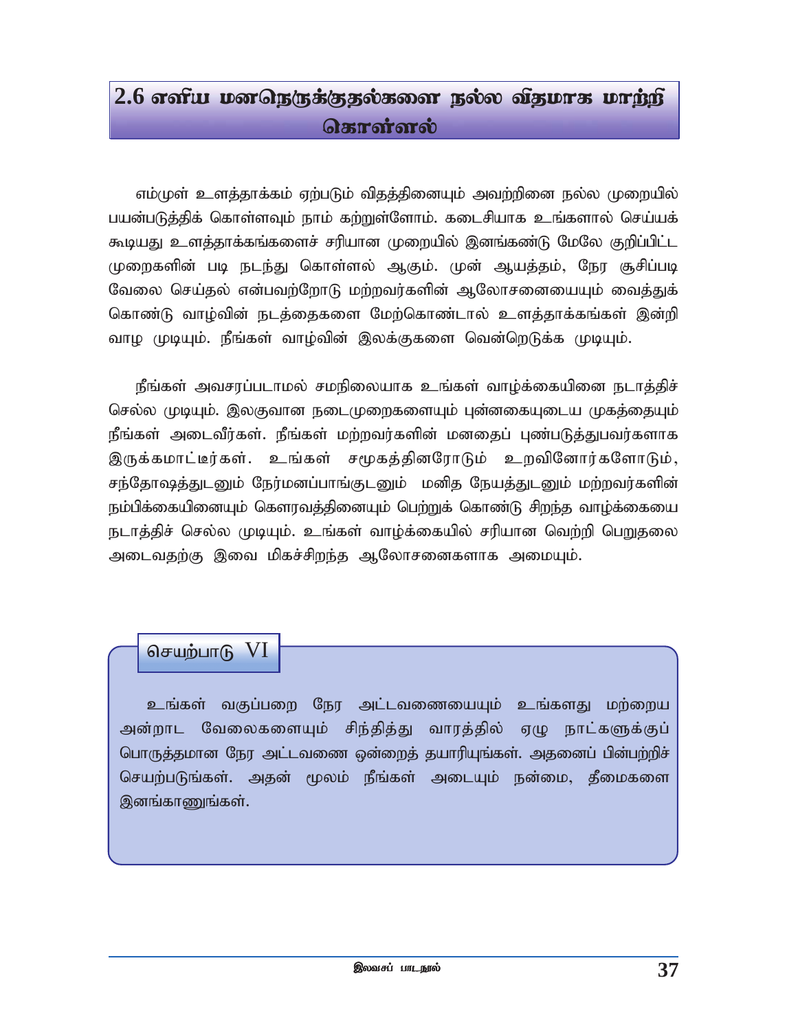## 2.6 எளிய மனநெருக்குதல்களை நல்ல விதமாக மாற்றி கொள்ளல்

எம்முள் உளத்தாக்கம் ஏற்படும் விதத்தினையும் அவற்றினை நல்ல முறையில் பயன்படுத்திக் கொள்ளவும் நாம் கற்றுள்ளோம். கடைசியாக உங்களால் செய்யக் கூடியது உளத்தாக்கங்களைச் சரியான முறையில் இனங்கண்டு மேலே குறிப்பிட்ட முறைகளின் படி நடந்து கொள்ளல் ஆகும். முன் ஆயத்தம், நேர சூசிப்படி வேலை செய்தல் என்பவற்றோடு மற்றவர்களின் ஆலோசனையையும் வைத்துக் கொண்டு வாழ்வின் நடத்தைகளை மேற்கொண்டால் உளத்தாக்கங்கள் இன்றி வாழ முடியும். நீங்கள் வாழ்வின் இலக்குகளை வென்றெடுக்க முடியும்.

நீங்கள் அவசரப்படாமல் சமநிலையாக உங்கள் வாழ்க்கையினை நடாத்திச் செல்ல முடியும். இலகுவான நடைமுறைகளையும் புன்னகையுடைய முகத்தையும் நீங்கள் அடைவீர்கள். நீங்கள் மற்றவர்களின் மனதைப் புண்படுத்துபவர்களாக இருக்கமாட்டீர்கள். உங்கள் சமூகத்தினரோடும் உறவினோர்களோடும், சந்தோஷத்துடனும் நேர்மனப்பாங்குடனும் மனித நேயத்துடனும் மற்றவர்களின் நம்பிக்கையினையும் கௌரவத்தினையும் பெற்றுக் கொண்டு சிறந்த வாழ்க்கையை நடாத்திச் செல்ல முடியும். உங்கள் வாழ்க்கையில் சரியான வெற்றி பெறுதலை அடைவதற்கு இவை மிகச்சிறந்த ஆலோசனைகளாக அமையும்.

### செயற்பாடு VI

உங்கள் வகுப்பறை நேர அட்டவணையையும் உங்களது மற்றைய அன்றாட வேலைகளையும் சிந்தித்து வாரத்தில் ஏழு நாட்களுக்குப் பொருத்தமான நேர அட்டவணை ஒன்றைத் தயாரியுங்கள். அதனைப் பின்பற்றிச் செயற்படுங்கள். அதன் மூலம் நீங்கள் அடையும் நன்மை, தீமைகளை இனங்காணுங்கள்.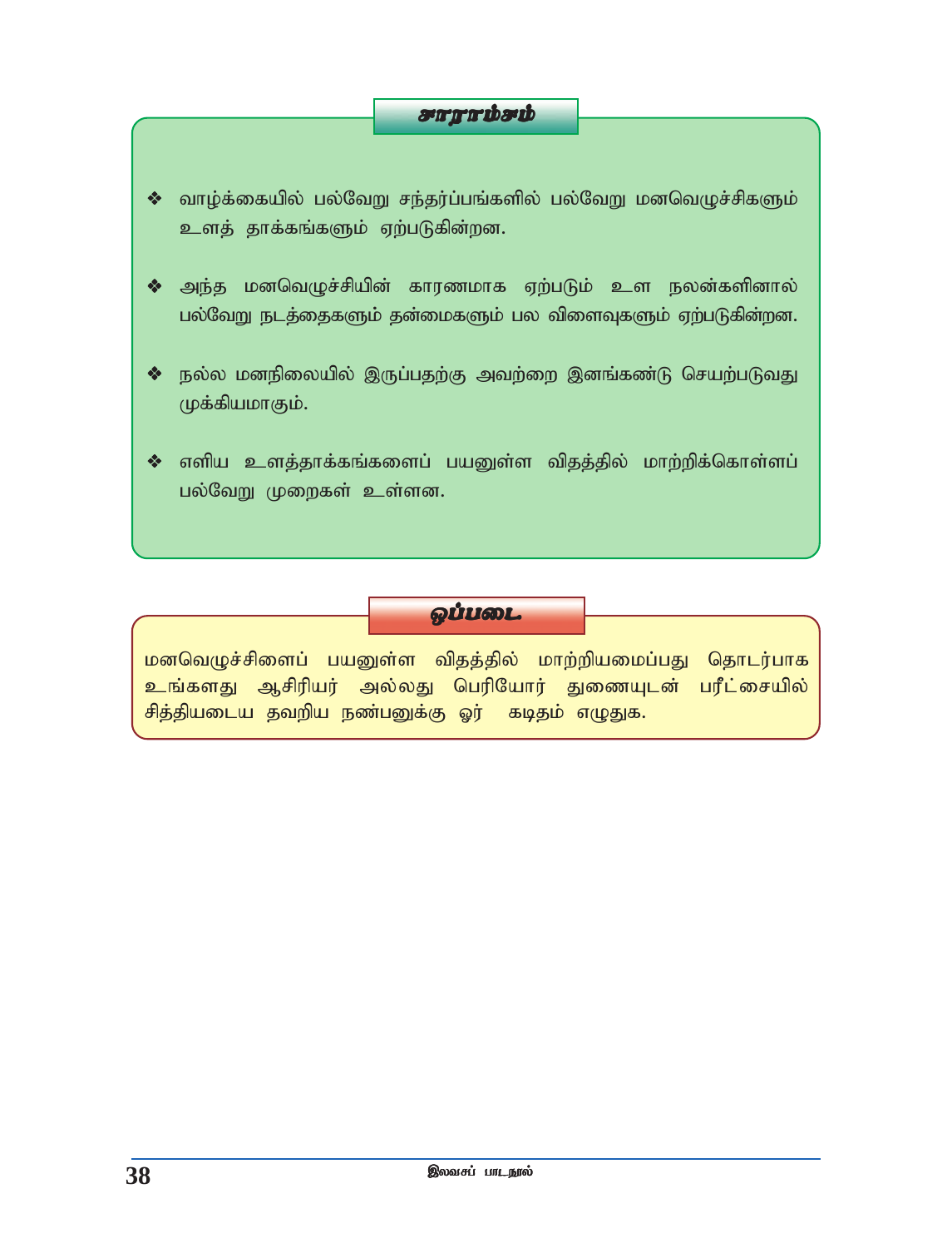## சாராம்சம்

- வாழ்க்கையில் பல்வேறு சந்தர்ப்பங்களில் பல்வேறு மனவெழுச்சிகளும் உளத் தாக்கங்களும் ஏற்படுகின்றன.
- அந்த மனவெழுச்சியின் காரணமாக ஏற்படும் உள நலன்களினால் பல்வேறு நடத்தைகளும் தன்மைகளும் பல விளைவுகளும் ஏற்படுகின்றன.
- நல்ல மனநிலையில் இருப்பதற்கு அவற்றை இனங்கண்டு செயற்படுவது முக்கியமாகும்.
- எளிய உளத்தாக்கங்களைப் பயனுள்ள விதத்தில் மாற்றிக்கொள்ளப் பல்வேறு முறைகள் உள்ளன.

## ஒப்படை

மனவெழுச்சிளைப் பயனுள்ள விதத்தில் மாற்றியமைப்பது தொடர்பாக உங்களது ஆசிரியர் அல்லது பெரியோர் துணையுடன் பரீட்சையில் சித்தியடைய தவறிய நண்பனுக்கு ஓர் கடிதம் எழுதுக.